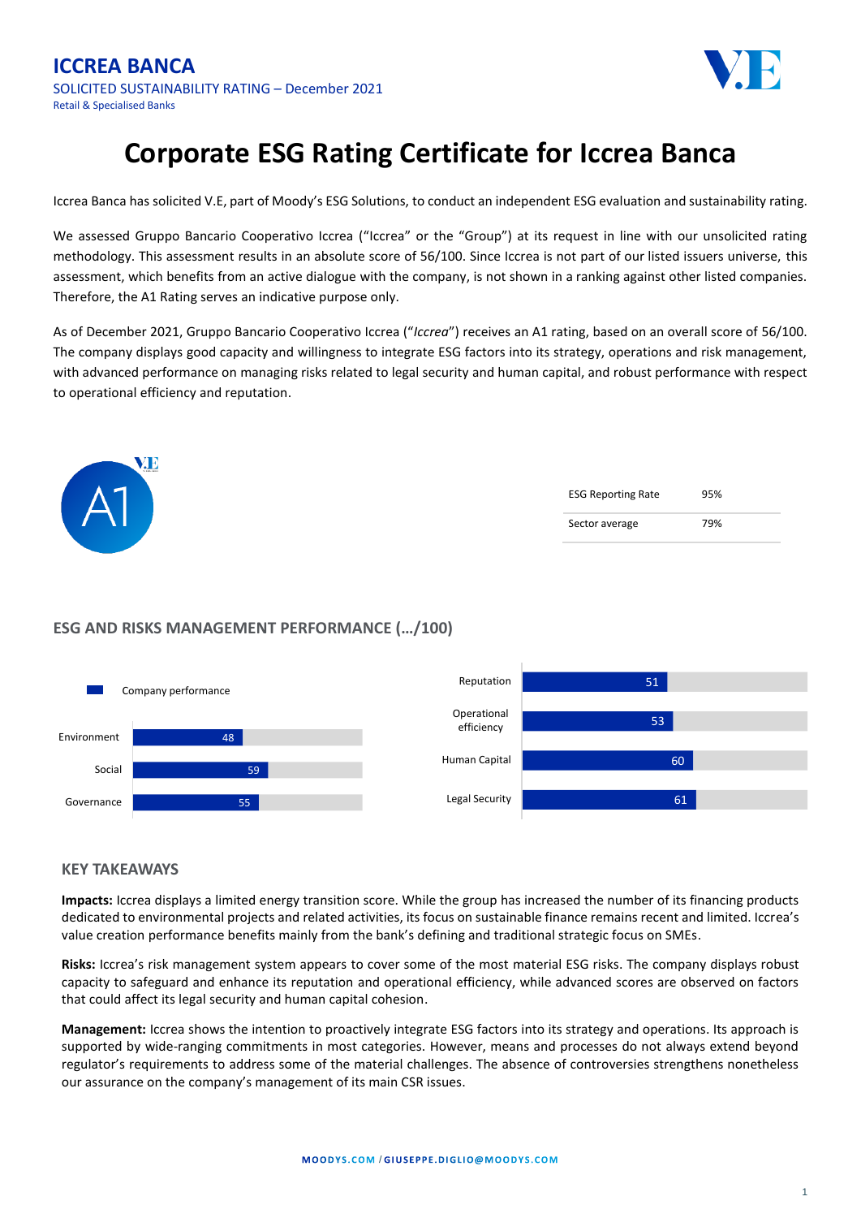**ICCREA BANCA**

SOLICITED SUSTAINABILITY RATING – December 2021

Retail & Specialised Banks

# Corporate ESG Rating Certificate for Iccrea Banca

Iccrea Banca has solicited V.E, part of Moody's ESG Solutions, to conduct an independent ESG evaluation and sustainability rating.

We assessed Gruppo Bancario Cooperativo Iccrea ("Iccrea" or the "Group") at its request in line with our unsolicited rating methodology. This assessment results in an absolute score of 56/100. Since Iccrea is not part of our listed issuers universe, this assessment, which benefits from an active dialogue with the company, is not shown in a ranking against other listed companies. Therefore, the A1 Rating serves an indicative purpose only.

As of December 2021, Gruppo Bancario Cooperativo Iccrea ("*Iccrea*") receives an A1 rating, based on an overall score of 56/100. The company displays good capacity and willingness to integrate ESG factors into its strategy, operations and risk management, with advanced performance on managing risks related to legal security and human capital, and robust performance with respect to operational efficiency and reputation.

A1

| ESG Reporting Rate | 95% |
|---|---|
| Sector average | 79% |

## ESG AND RISKS MANAGEMENT PERFORMANCE (…/100)

Company performance

| Category | Score |
|---|---|
| Environment | 48 |
| Social | 59 |
| Governance | 55 |
| Reputation | 51 |
| Operational efficiency | 53 |
| Human Capital | 60 |
| Legal Security | 61 |

## KEY TAKEAWAYS

**Impacts:** Iccrea displays a limited energy transition score. While the group has increased the number of its financing products dedicated to environmental projects and related activities, its focus on sustainable finance remains recent and limited. Iccrea's value creation performance benefits mainly from the bank's defining and traditional strategic focus on SMEs.

**Risks:** Iccrea's risk management system appears to cover some of the most material ESG risks. The company displays robust capacity to safeguard and enhance its reputation and operational efficiency, while advanced scores are observed on factors that could affect its legal security and human capital cohesion.

**Management:** Iccrea shows the intention to proactively integrate ESG factors into its strategy and operations. Its approach is supported by wide-ranging commitments in most categories. However, means and processes do not always extend beyond regulator's requirements to address some of the material challenges. The absence of controversies strengthens nonetheless our assurance on the company's management of its main CSR issues.

MOODYS.COM / GIUSEPPE.DIGLIO@MOODYS.COM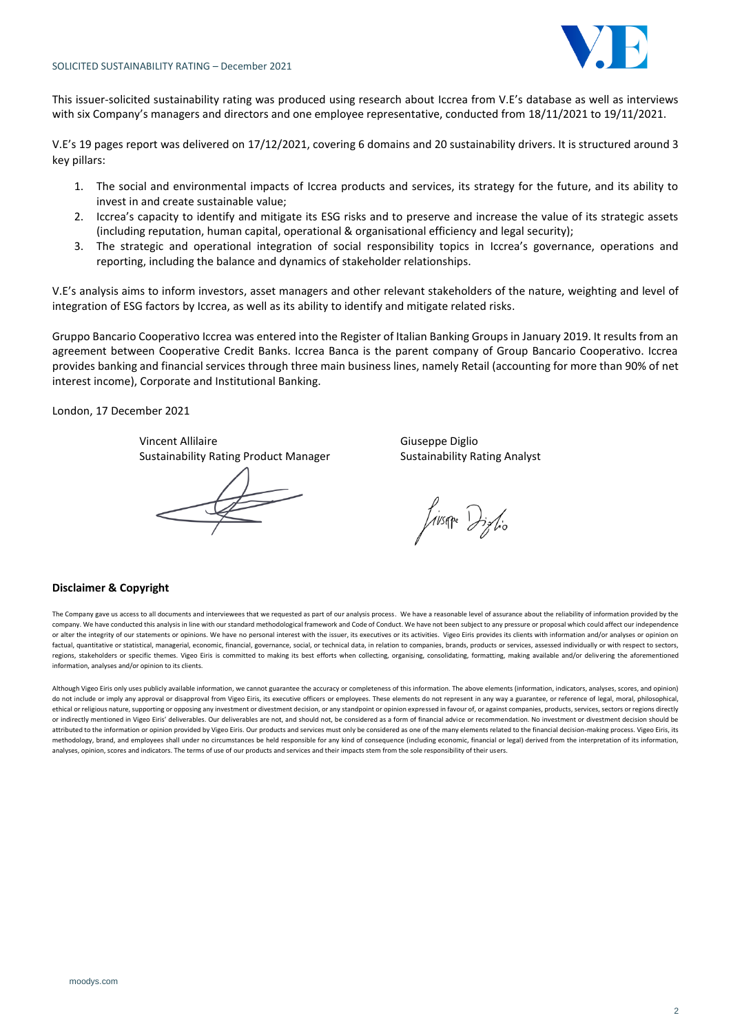This issuer-solicited sustainability rating was produced using research about Iccrea from V.E's database as well as interviews with six Company's managers and directors and one employee representative, conducted from 18/11/2021 to 19/11/2021.

V.E's 19 pages report was delivered on 17/12/2021, covering 6 domains and 20 sustainability drivers. It is structured around 3 key pillars:

1. The social and environmental impacts of Iccrea products and services, its strategy for the future, and its ability to invest in and create sustainable value;
2. Iccrea's capacity to identify and mitigate its ESG risks and to preserve and increase the value of its strategic assets (including reputation, human capital, operational & organisational efficiency and legal security);
3. The strategic and operational integration of social responsibility topics in Iccrea's governance, operations and reporting, including the balance and dynamics of stakeholder relationships.

V.E's analysis aims to inform investors, asset managers and other relevant stakeholders of the nature, weighting and level of integration of ESG factors by Iccrea, as well as its ability to identify and mitigate related risks.

Gruppo Bancario Cooperativo Iccrea was entered into the Register of Italian Banking Groups in January 2019. It results from an agreement between Cooperative Credit Banks. Iccrea Banca is the parent company of Group Bancario Cooperativo. Iccrea provides banking and financial services through three main business lines, namely Retail (accounting for more than 90% of net interest income), Corporate and Institutional Banking.

London, 17 December 2021

Vincent Allilaire
Sustainability Rating Product Manager

Giuseppe Diglio
Sustainability Rating Analyst

## Disclaimer & Copyright

The Company gave us access to all documents and interviewees that we requested as part of our analysis process. We have a reasonable level of assurance about the reliability of information provided by the company. We have conducted this analysis in line with our standard methodological framework and Code of Conduct. We have not been subject to any pressure or proposal which could affect our independence or alter the integrity of our statements or opinions. We have no personal interest with the issuer, its executives or its activities. Vigeo Eiris provides its clients with information and/or analyses or opinion on factual, quantitative or statistical, managerial, economic, financial, governance, social, or technical data, in relation to companies, brands, products or services, assessed individually or with respect to sectors, regions, stakeholders or specific themes. Vigeo Eiris is committed to making its best efforts when collecting, organising, consolidating, formatting, making available and/or delivering the aforementioned information, analyses and/or opinion to its clients.

Although Vigeo Eiris only uses publicly available information, we cannot guarantee the accuracy or completeness of this information. The above elements (information, indicators, analyses, scores, and opinion) do not include or imply any approval or disapproval from Vigeo Eiris, its executive officers or employees. These elements do not represent in any way a guarantee, or reference of legal, moral, philosophical, ethical or religious nature, supporting or opposing any investment or divestment decision, or any standpoint or opinion expressed in favour of, or against companies, products, services, sectors or regions directly or indirectly mentioned in Vigeo Eiris' deliverables. Our deliverables are not, and should not, be considered as a form of financial advice or recommendation. No investment or divestment decision should be attributed to the information or opinion provided by Vigeo Eiris. Our products and services must only be considered as one of the many elements related to the financial decision-making process. Vigeo Eiris, its methodology, brand, and employees shall under no circumstances be held responsible for any kind of consequence (including economic, financial or legal) derived from the interpretation of its information, analyses, opinion, scores and indicators. The terms of use of our products and services and their impacts stem from the sole responsibility of their users.